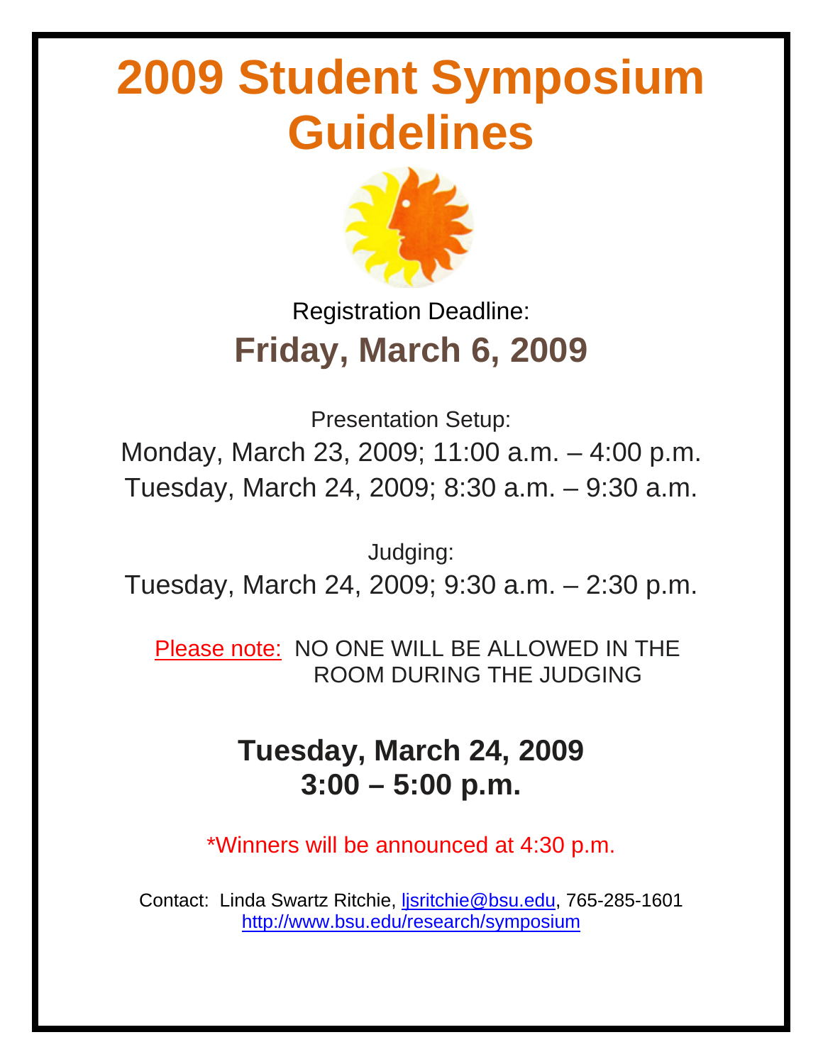# 2009 Student Symposium Guidelines

Registration Deadline:

**Friday, March 6, 2009**

Presentation Setup:

Monday, March 23, 2009; 11:00 a.m. – 4:00 p.m.

Tuesday, March 24, 2009; 8:30 a.m. – 9:30 a.m.

Judging:

Tuesday, March 24, 2009; 9:30 a.m. – 2:30 p.m.

Please note: NO ONE WILL BE ALLOWED IN THE ROOM DURING THE JUDGING

**Tuesday, March 24, 2009**
**3:00 – 5:00 p.m.**

*Winners will be announced at 4:30 p.m.

Contact: Linda Swartz Ritchie, ljsritchie@bsu.edu, 765-285-1601
http://www.bsu.edu/research/symposium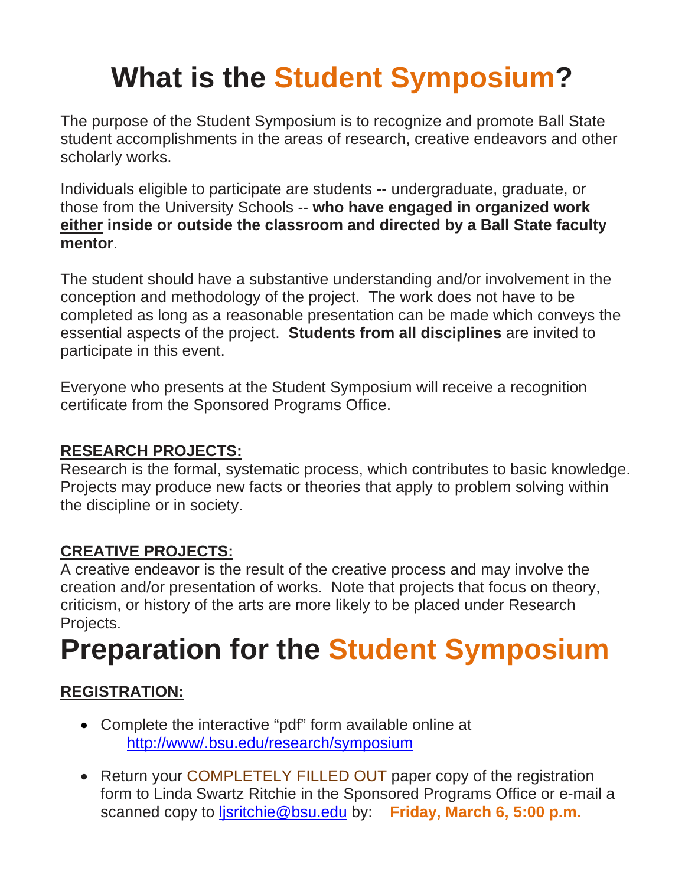# What is the Student Symposium?

The purpose of the Student Symposium is to recognize and promote Ball State student accomplishments in the areas of research, creative endeavors and other scholarly works.

Individuals eligible to participate are students -- undergraduate, graduate, or those from the University Schools -- **who have engaged in organized work <u>either</u> inside or outside the classroom and directed by a Ball State faculty mentor**.

The student should have a substantive understanding and/or involvement in the conception and methodology of the project. The work does not have to be completed as long as a reasonable presentation can be made which conveys the essential aspects of the project. **Students from all disciplines** are invited to participate in this event.

Everyone who presents at the Student Symposium will receive a recognition certificate from the Sponsored Programs Office.

**<u>RESEARCH PROJECTS:</u>**

Research is the formal, systematic process, which contributes to basic knowledge. Projects may produce new facts or theories that apply to problem solving within the discipline or in society.

**<u>CREATIVE PROJECTS:</u>**

A creative endeavor is the result of the creative process and may involve the creation and/or presentation of works. Note that projects that focus on theory, criticism, or history of the arts are more likely to be placed under Research Projects.

# Preparation for the Student Symposium

**<u>REGISTRATION:</u>**

- Complete the interactive "pdf" form available online at [http://www/.bsu.edu/research/symposium](http://www/.bsu.edu/research/symposium)
- Return your COMPLETELY FILLED OUT paper copy of the registration form to Linda Swartz Ritchie in the Sponsored Programs Office or e-mail a scanned copy to [ljsritchie@bsu.edu](mailto:ljsritchie@bsu.edu) by: **Friday, March 6, 5:00 p.m.**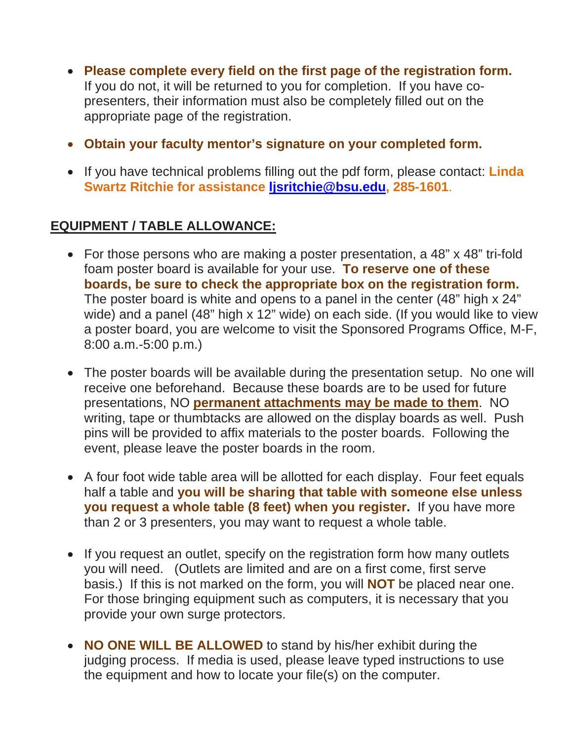- **Please complete every field on the first page of the registration form.** If you do not, it will be returned to you for completion. If you have co-presenters, their information must also be completely filled out on the appropriate page of the registration.

- **Obtain your faculty mentor's signature on your completed form.**

- If you have technical problems filling out the pdf form, please contact: **Linda Swartz Ritchie for assistance [ljsritchie@bsu.edu](mailto:ljsritchie@bsu.edu), 285-1601**.

## EQUIPMENT / TABLE ALLOWANCE:

- For those persons who are making a poster presentation, a 48" x 48" tri-fold foam poster board is available for your use. **To reserve one of these boards, be sure to check the appropriate box on the registration form.** The poster board is white and opens to a panel in the center (48" high x 24" wide) and a panel (48" high x 12" wide) on each side. (If you would like to view a poster board, you are welcome to visit the Sponsored Programs Office, M-F, 8:00 a.m.-5:00 p.m.)

- The poster boards will be available during the presentation setup. No one will receive one beforehand. Because these boards are to be used for future presentations, NO **permanent attachments may be made to them**. NO writing, tape or thumbtacks are allowed on the display boards as well. Push pins will be provided to affix materials to the poster boards. Following the event, please leave the poster boards in the room.

- A four foot wide table area will be allotted for each display. Four feet equals half a table and **you will be sharing that table with someone else unless you request a whole table (8 feet) when you register.** If you have more than 2 or 3 presenters, you may want to request a whole table.

- If you request an outlet, specify on the registration form how many outlets you will need. (Outlets are limited and are on a first come, first serve basis.) If this is not marked on the form, you will **NOT** be placed near one. For those bringing equipment such as computers, it is necessary that you provide your own surge protectors.

- **NO ONE WILL BE ALLOWED** to stand by his/her exhibit during the judging process. If media is used, please leave typed instructions to use the equipment and how to locate your file(s) on the computer.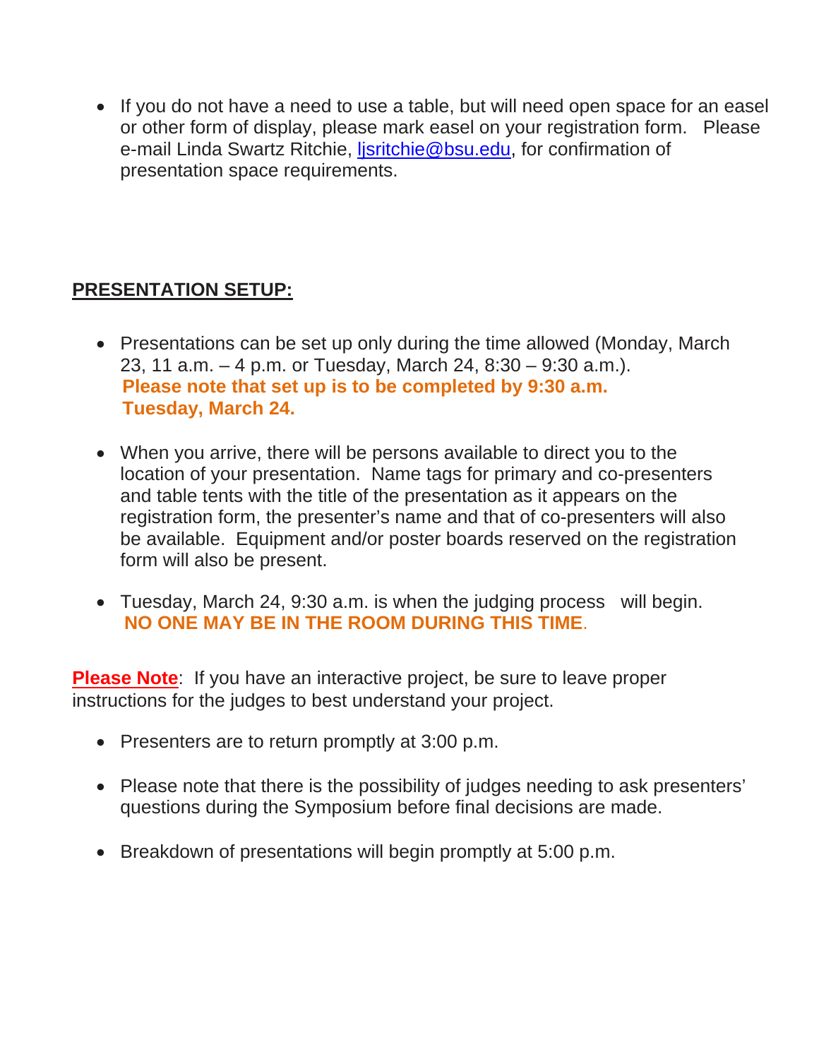- If you do not have a need to use a table, but will need open space for an easel or other form of display, please mark easel on your registration form. Please e-mail Linda Swartz Ritchie, ljsritchie@bsu.edu, for confirmation of presentation space requirements.

## PRESENTATION SETUP:

- Presentations can be set up only during the time allowed (Monday, March 23, 11 a.m. – 4 p.m. or Tuesday, March 24, 8:30 – 9:30 a.m.). **Please note that set up is to be completed by 9:30 a.m. Tuesday, March 24.**

- When you arrive, there will be persons available to direct you to the location of your presentation. Name tags for primary and co-presenters and table tents with the title of the presentation as it appears on the registration form, the presenter's name and that of co-presenters will also be available. Equipment and/or poster boards reserved on the registration form will also be present.

- Tuesday, March 24, 9:30 a.m. is when the judging process will begin. **NO ONE MAY BE IN THE ROOM DURING THIS TIME**.

**Please Note**: If you have an interactive project, be sure to leave proper instructions for the judges to best understand your project.

- Presenters are to return promptly at 3:00 p.m.

- Please note that there is the possibility of judges needing to ask presenters' questions during the Symposium before final decisions are made.

- Breakdown of presentations will begin promptly at 5:00 p.m.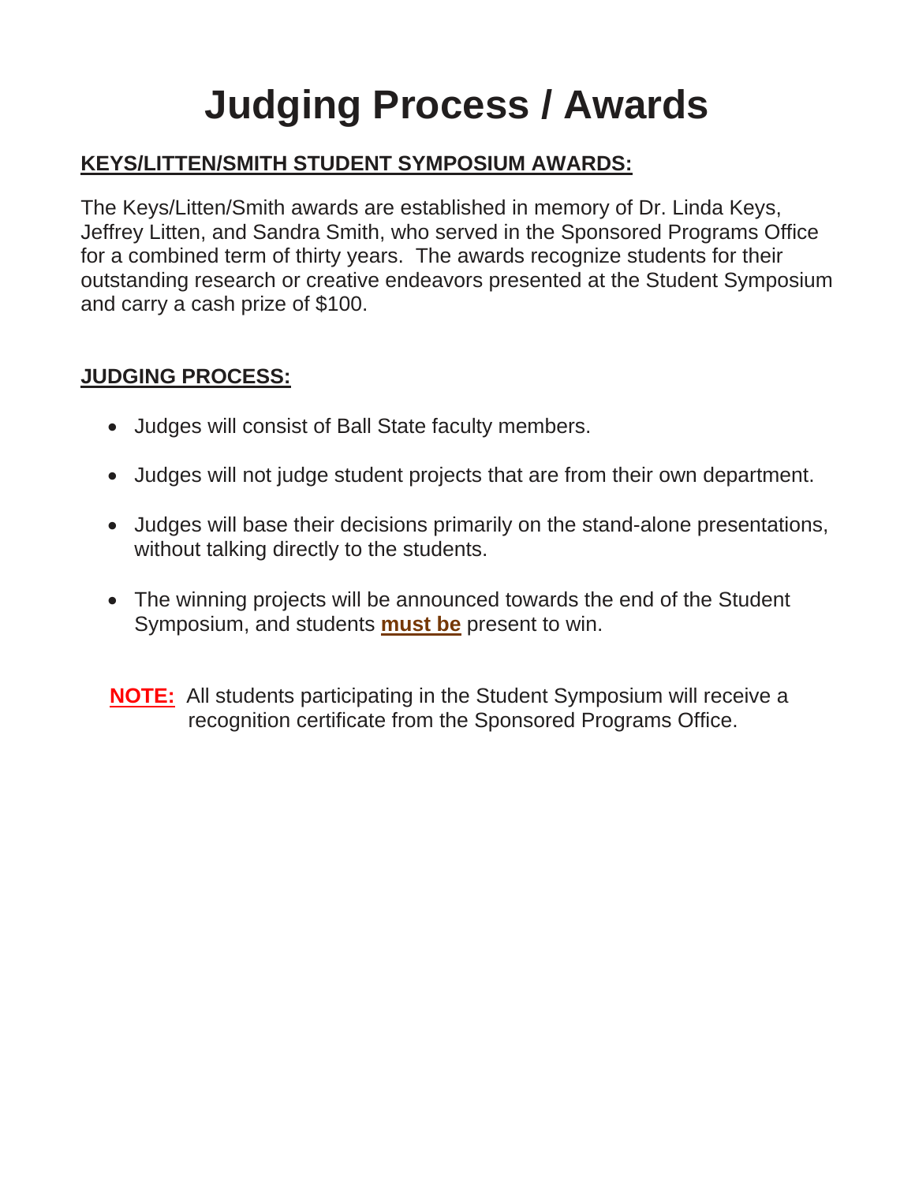# Judging Process / Awards

## KEYS/LITTEN/SMITH STUDENT SYMPOSIUM AWARDS:

The Keys/Litten/Smith awards are established in memory of Dr. Linda Keys, Jeffrey Litten, and Sandra Smith, who served in the Sponsored Programs Office for a combined term of thirty years. The awards recognize students for their outstanding research or creative endeavors presented at the Student Symposium and carry a cash prize of $100.

## JUDGING PROCESS:

- Judges will consist of Ball State faculty members.
- Judges will not judge student projects that are from their own department.
- Judges will base their decisions primarily on the stand-alone presentations, without talking directly to the students.
- The winning projects will be announced towards the end of the Student Symposium, and students **must be** present to win.

**NOTE:** All students participating in the Student Symposium will receive a recognition certificate from the Sponsored Programs Office.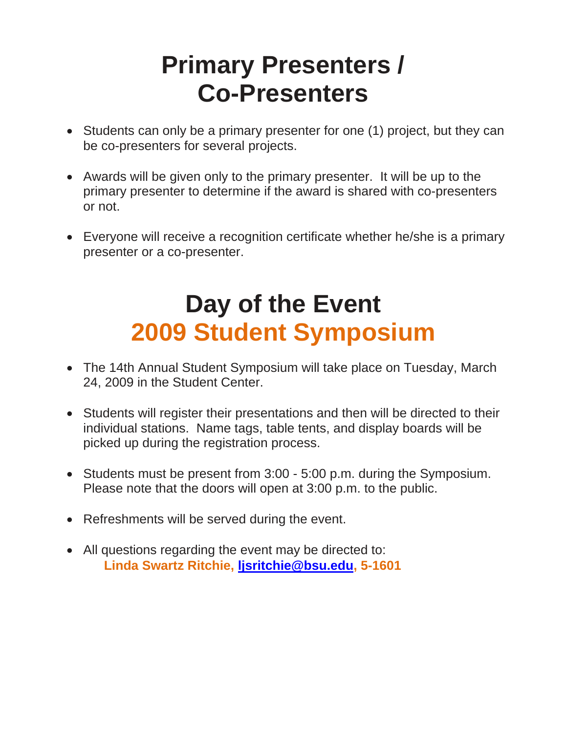# Primary Presenters / Co-Presenters

- Students can only be a primary presenter for one (1) project, but they can be co-presenters for several projects.
- Awards will be given only to the primary presenter. It will be up to the primary presenter to determine if the award is shared with co-presenters or not.
- Everyone will receive a recognition certificate whether he/she is a primary presenter or a co-presenter.

# Day of the Event

# 2009 Student Symposium

- The 14th Annual Student Symposium will take place on Tuesday, March 24, 2009 in the Student Center.
- Students will register their presentations and then will be directed to their individual stations. Name tags, table tents, and display boards will be picked up during the registration process.
- Students must be present from 3:00 - 5:00 p.m. during the Symposium. Please note that the doors will open at 3:00 p.m. to the public.
- Refreshments will be served during the event.
- All questions regarding the event may be directed to:
  **Linda Swartz Ritchie, ljsritchie@bsu.edu, 5-1601**